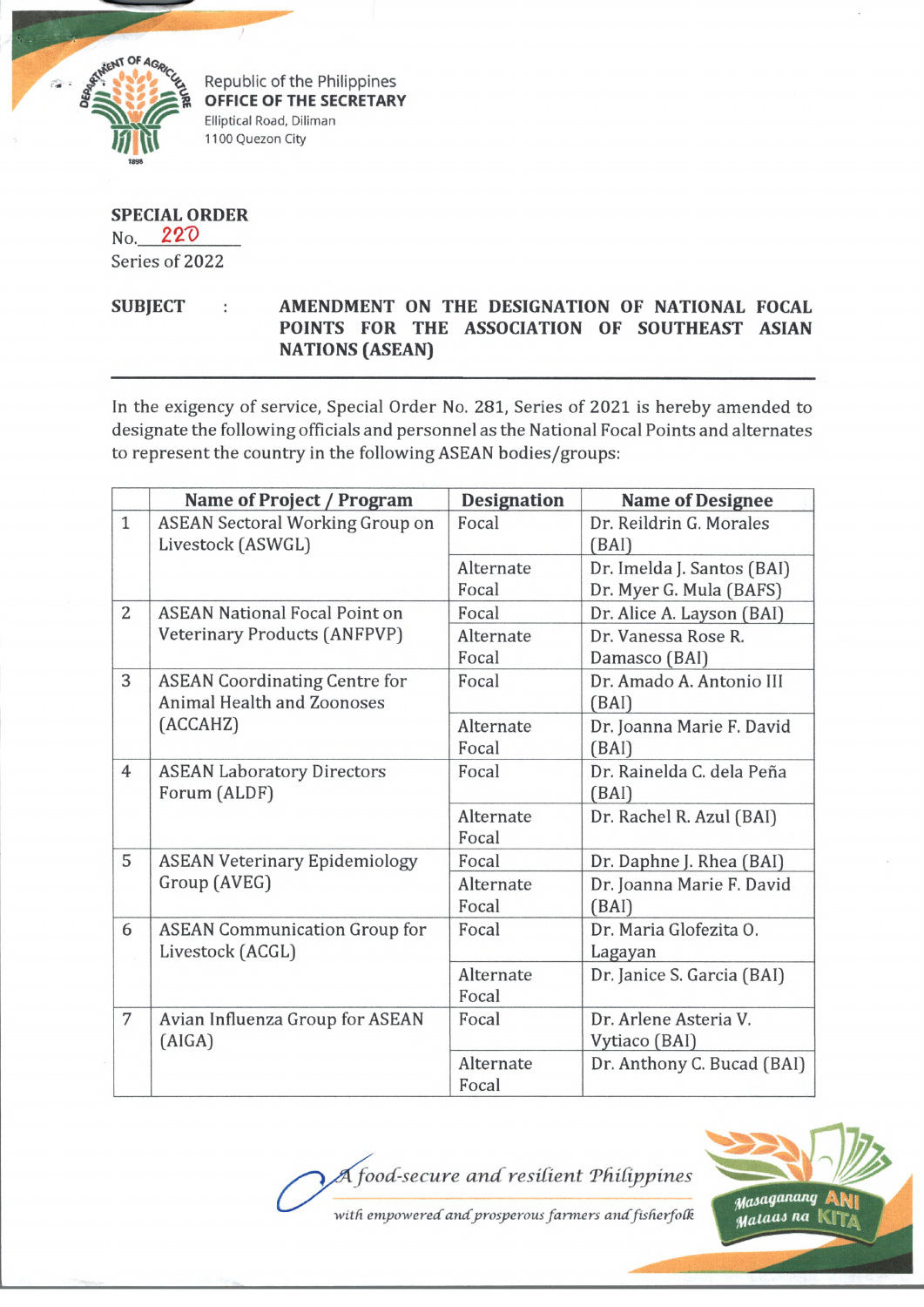Republic of the Philippines
**OFFICE OF THE SECRETARY**
Elliptical Road, Diliman
1100 Quezon City

**SPECIAL ORDER**
No. 220
Series of 2022

**SUBJECT : AMENDMENT ON THE DESIGNATION OF NATIONAL FOCAL POINTS FOR THE ASSOCIATION OF SOUTHEAST ASIAN NATIONS (ASEAN)**

---

In the exigency of service, Special Order No. 281, Series of 2021 is hereby amended to designate the following officials and personnel as the National Focal Points and alternates to represent the country in the following ASEAN bodies/groups:

| | Name of Project / Program | Designation | Name of Designee |
|---|---|---|---|
| 1 | ASEAN Sectoral Working Group on Livestock (ASWGL) | Focal | Dr. Reildrin G. Morales (BAI) |
| | | Alternate Focal | Dr. Imelda J. Santos (BAI)<br>Dr. Myer G. Mula (BAFS) |
| 2 | ASEAN National Focal Point on Veterinary Products (ANFPVP) | Focal | Dr. Alice A. Layson (BAI) |
| | | Alternate Focal | Dr. Vanessa Rose R. Damasco (BAI) |
| 3 | ASEAN Coordinating Centre for Animal Health and Zoonoses (ACCAHZ) | Focal | Dr. Amado A. Antonio III (BAI) |
| | | Alternate Focal | Dr. Joanna Marie F. David (BAI) |
| 4 | ASEAN Laboratory Directors Forum (ALDF) | Focal | Dr. Rainelda C. dela Peña (BAI) |
| | | Alternate Focal | Dr. Rachel R. Azul (BAI) |
| 5 | ASEAN Veterinary Epidemiology Group (AVEG) | Focal | Dr. Daphne J. Rhea (BAI) |
| | | Alternate Focal | Dr. Joanna Marie F. David (BAI) |
| 6 | ASEAN Communication Group for Livestock (ACGL) | Focal | Dr. Maria Glofezita O. Lagayan |
| | | Alternate Focal | Dr. Janice S. Garcia (BAI) |
| 7 | Avian Influenza Group for ASEAN (AIGA) | Focal | Dr. Arlene Asteria V. Vytiaco (BAI) |
| | | Alternate Focal | Dr. Anthony C. Bucad (BAI) |

*A food-secure and resilient Philippines with empowered and prosperous farmers and fisherfolk*

Masaganang ANI Mataas na KITA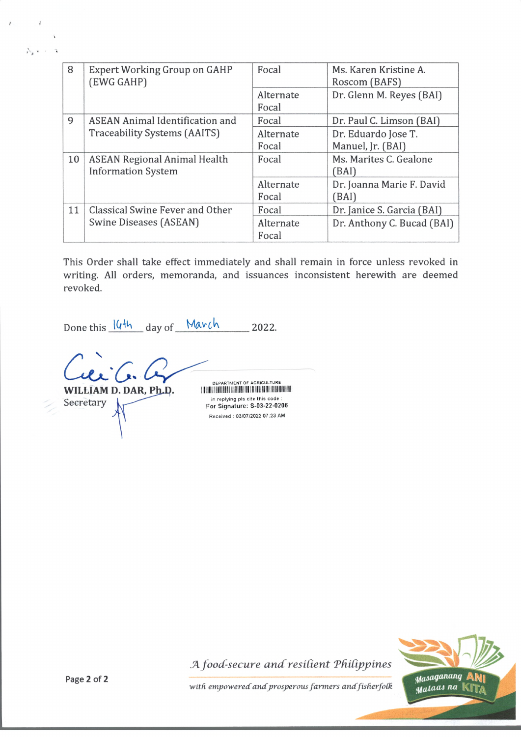| | | | |
|---|---|---|---|
| 8 | Expert Working Group on GAHP (EWG GAHP) | Focal | Ms. Karen Kristine A. Roscom (BAFS) |
| | | Alternate Focal | Dr. Glenn M. Reyes (BAI) |
| 9 | ASEAN Animal Identification and Traceability Systems (AAITS) | Focal | Dr. Paul C. Limson (BAI) |
| | | Alternate Focal | Dr. Eduardo Jose T. Manuel, Jr. (BAI) |
| 10 | ASEAN Regional Animal Health Information System | Focal | Ms. Marites C. Gealone (BAI) |
| | | Alternate Focal | Dr. Joanna Marie F. David (BAI) |
| 11 | Classical Swine Fever and Other Swine Diseases (ASEAN) | Focal | Dr. Janice S. Garcia (BAI) |
| | | Alternate Focal | Dr. Anthony C. Bucad (BAI) |

This Order shall take effect immediately and shall remain in force unless revoked in writing. All orders, memoranda, and issuances inconsistent herewith are deemed revoked.

Done this 16th day of March 2022.

**WILLIAM D. DAR, Ph.D.**
Secretary

DEPARTMENT OF AGRICULTURE
in replying pls cite this code :
For Signature: S-03-22-0206
Received : 03/07/2022 07:23 AM

*A food-secure and resilient Philippines*
*with empowered and prosperous farmers and fisherfolk*

Masaganang ANI Mataas na KITA